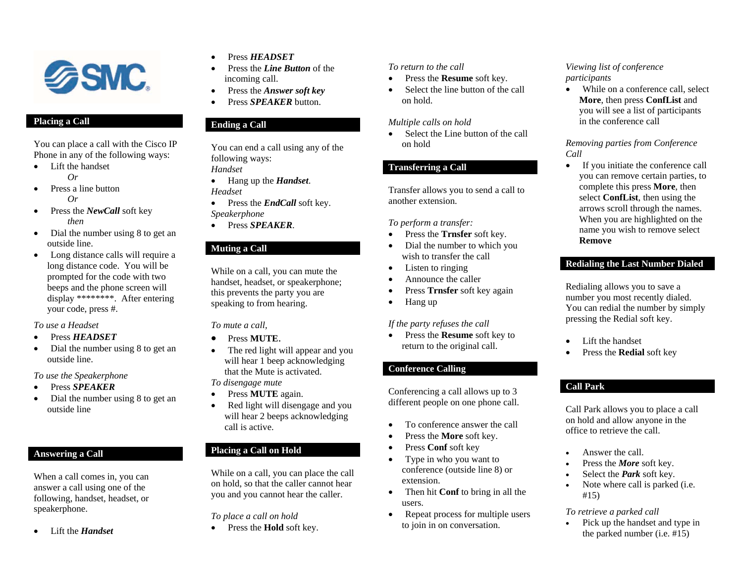SMC

## Placing a Call

You can place a call with the Cisco IP Phone in any of the following ways:

- Lift the handset
  *Or*
- Press a line button
  *Or*
- Press the ***NewCall*** soft key
  *then*
- Dial the number using 8 to get an outside line.
- Long distance calls will require a long distance code. You will be prompted for the code with two beeps and the phone screen will display ********. After entering your code, press #.

*To use a Headset*

- Press ***HEADSET***
- Dial the number using 8 to get an outside line.

*To use the Speakerphone*

- Press ***SPEAKER***
- Dial the number using 8 to get an outside line

## Answering a Call

When a call comes in, you can answer a call using one of the following, handset, headset, or speakerphone.

- Lift the ***Handset***
- Press ***HEADSET***
- Press the ***Line Button*** of the incoming call.
- Press the ***Answer soft key***
- Press ***SPEAKER*** button.

## Ending a Call

You can end a call using any of the following ways:

*Handset*

- Hang up the ***Handset***.

*Headset*

- Press the ***EndCall*** soft key.

*Speakerphone*

- Press ***SPEAKER***.

## Muting a Call

While on a call, you can mute the handset, headset, or speakerphone; this prevents the party you are speaking to from hearing.

*To mute a call,*

- Press **MUTE**.
- The red light will appear and you will hear 1 beep acknowledging that the Mute is activated.

*To disengage mute*

- Press **MUTE** again.
- Red light will disengage and you will hear 2 beeps acknowledging call is active.

## Placing a Call on Hold

While on a call, you can place the call on hold, so that the caller cannot hear you and you cannot hear the caller.

*To place a call on hold*

- Press the **Hold** soft key.

*To return to the call*

- Press the **Resume** soft key.
- Select the line button of the call on hold.

*Multiple calls on hold*

- Select the Line button of the call on hold

## Transferring a Call

Transfer allows you to send a call to another extension.

*To perform a transfer:*

- Press the **Trnsfer** soft key.
- Dial the number to which you wish to transfer the call
- Listen to ringing
- Announce the caller
- Press **Trnsfer** soft key again
- Hang up

*If the party refuses the call*

- Press the **Resume** soft key to return to the original call.

## Conference Calling

Conferencing a call allows up to 3 different people on one phone call.

- To conference answer the call
- Press the **More** soft key.
- Press **Conf** soft key
- Type in who you want to conference (outside line 8) or extension.
- Then hit **Conf** to bring in all the users.
- Repeat process for multiple users to join in on conversation.

*Viewing list of conference participants*

- While on a conference call, select **More**, then press **ConfList** and you will see a list of participants in the conference call

*Removing parties from Conference Call*

- If you initiate the conference call you can remove certain parties, to complete this press **More**, then select **ConfList**, then using the arrows scroll through the names. When you are highlighted on the name you wish to remove select **Remove**

## Redialing the Last Number Dialed

Redialing allows you to save a number you most recently dialed. You can redial the number by simply pressing the Redial soft key.

- Lift the handset
- Press the **Redial** soft key

## Call Park

Call Park allows you to place a call on hold and allow anyone in the office to retrieve the call.

- Answer the call.
- Press the ***More*** soft key.
- Select the ***Park*** soft key.
- Note where call is parked (i.e. #15)

*To retrieve a parked call*

- Pick up the handset and type in the parked number (i.e. #15)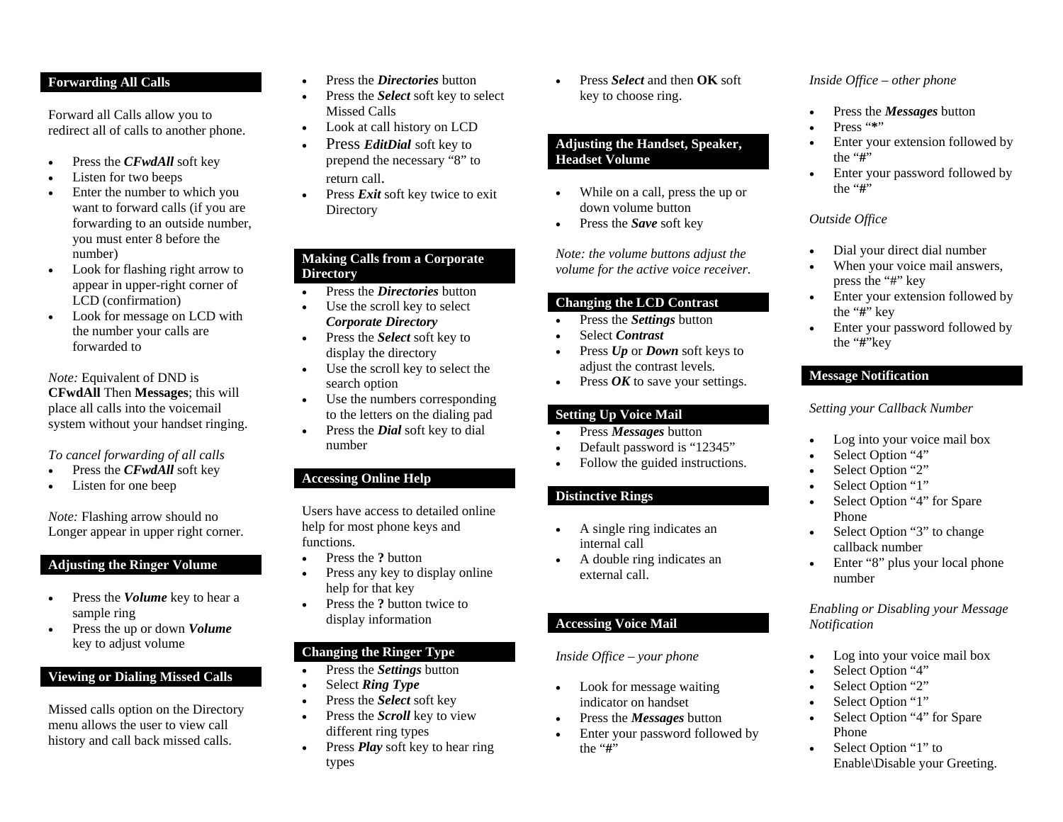## Forwarding All Calls

Forward all Calls allow you to redirect all of calls to another phone.

- Press the ***CFwdAll*** soft key
- Listen for two beeps
- Enter the number to which you want to forward calls (if you are forwarding to an outside number, you must enter 8 before the number)
- Look for flashing right arrow to appear in upper-right corner of LCD (confirmation)
- Look for message on LCD with the number your calls are forwarded to

*Note:* Equivalent of DND is **CFwdAll** Then **Messages**; this will place all calls into the voicemail system without your handset ringing.

*To cancel forwarding of all calls*

- Press the ***CFwdAll*** soft key
- Listen for one beep

*Note:* Flashing arrow should no Longer appear in upper right corner.

## Adjusting the Ringer Volume

- Press the ***Volume*** key to hear a sample ring
- Press the up or down ***Volume*** key to adjust volume

## Viewing or Dialing Missed Calls

Missed calls option on the Directory menu allows the user to view call history and call back missed calls.

- Press the ***Directories*** button
- Press the ***Select*** soft key to select Missed Calls
- Look at call history on LCD
- Press ***EditDial*** soft key to prepend the necessary "8" to return call.
- Press ***Exit*** soft key twice to exit Directory

## Making Calls from a Corporate Directory

- Press the ***Directories*** button
- Use the scroll key to select ***Corporate Directory***
- Press the ***Select*** soft key to display the directory
- Use the scroll key to select the search option
- Use the numbers corresponding to the letters on the dialing pad
- Press the ***Dial*** soft key to dial number

## Accessing Online Help

Users have access to detailed online help for most phone keys and functions.

- Press the **?** button
- Press any key to display online help for that key
- Press the **?** button twice to display information

## Changing the Ringer Type

- Press the ***Settings*** button
- Select ***Ring Type***
- Press the ***Select*** soft key
- Press the ***Scroll*** key to view different ring types
- Press ***Play*** soft key to hear ring types
- Press ***Select*** and then **OK** soft key to choose ring.

## Adjusting the Handset, Speaker, Headset Volume

- While on a call, press the up or down volume button
- Press the ***Save*** soft key

*Note: the volume buttons adjust the volume for the active voice receiver.*

## Changing the LCD Contrast

- Press the ***Settings*** button
- Select ***Contrast***
- Press ***Up*** or ***Down*** soft keys to adjust the contrast levels.
- Press ***OK*** to save your settings.

## Setting Up Voice Mail

- Press ***Messages*** button
- Default password is "12345"
- Follow the guided instructions.

## Distinctive Rings

- A single ring indicates an internal call
- A double ring indicates an external call.

## Accessing Voice Mail

*Inside Office – your phone*

- Look for message waiting indicator on handset
- Press the ***Messages*** button
- Enter your password followed by the "**#**"

*Inside Office – other phone*

- Press the ***Messages*** button
- Press "**\***"
- Enter your extension followed by the "**#**"
- Enter your password followed by the "**#**"

*Outside Office*

- Dial your direct dial number
- When your voice mail answers, press the "#" key
- Enter your extension followed by the "**#**" key
- Enter your password followed by the "**#**"key

## Message Notification

*Setting your Callback Number*

- Log into your voice mail box
- Select Option "4"
- Select Option "2"
- Select Option "1"
- Select Option "4" for Spare Phone
- Select Option "3" to change callback number
- Enter "8" plus your local phone number

*Enabling or Disabling your Message Notification*

- Log into your voice mail box
- Select Option "4"
- Select Option "2"
- Select Option "1"
- Select Option "4" for Spare Phone
- Select Option "1" to Enable\Disable your Greeting.